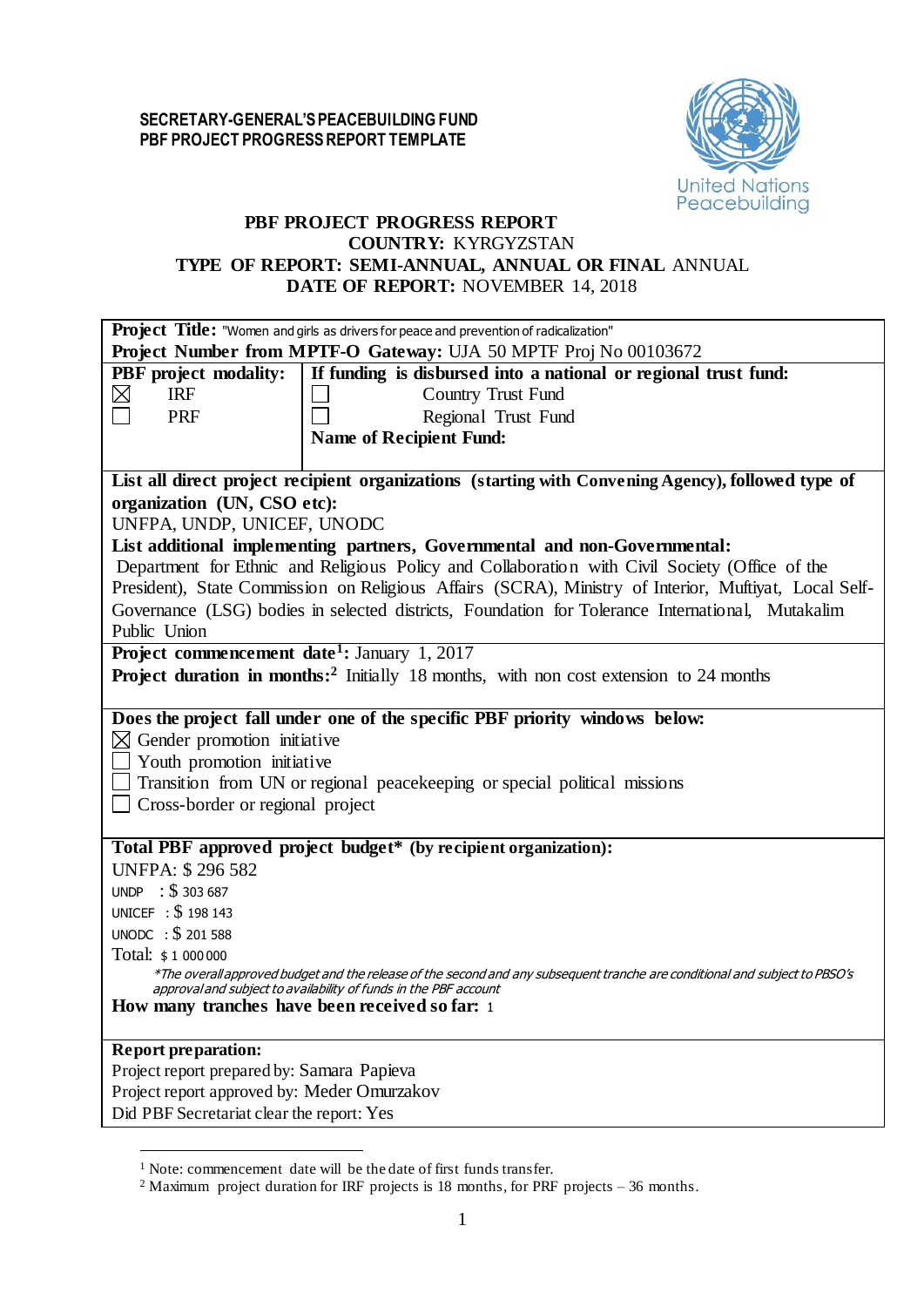**SECRETARY-GENERAL'S PEACEBUILDING FUND**
**PBF PROJECT PROGRESS REPORT TEMPLATE**

United Nations Peacebuilding

# PBF PROJECT PROGRESS REPORT

**COUNTRY:** KYRGYZSTAN

**TYPE OF REPORT: SEMI-ANNUAL, ANNUAL OR FINAL** ANNUAL

**DATE OF REPORT:** NOVEMBER 14, 2018

| | |
|---|---|
| **Project Title:** "Women and girls as drivers for peace and prevention of radicalization"<br>**Project Number from MPTF-O Gateway:** UJA 50 MPTF Proj No 00103672 | |
| **PBF project modality:**<br>☒ IRF<br>☐ PRF | **If funding is disbursed into a national or regional trust fund:**<br>☐ Country Trust Fund<br>☐ Regional Trust Fund<br>**Name of Recipient Fund:** |
| **List all direct project recipient organizations (starting with Convening Agency), followed type of organization (UN, CSO etc):**<br>UNFPA, UNDP, UNICEF, UNODC<br>**List additional implementing partners, Governmental and non-Governmental:**<br>Department for Ethnic and Religious Policy and Collaboration with Civil Society (Office of the President), State Commission on Religious Affairs (SCRA), Ministry of Interior, Muftiyat, Local Self-Governance (LSG) bodies in selected districts, Foundation for Tolerance International, Mutakalim Public Union | |
| **Project commencement date[1]:** January 1, 2017<br>**Project duration in months:[2]** Initially 18 months, with non cost extension to 24 months | |
| **Does the project fall under one of the specific PBF priority windows below:**<br>☒ Gender promotion initiative<br>☐ Youth promotion initiative<br>☐ Transition from UN or regional peacekeeping or special political missions<br>☐ Cross-border or regional project | |
| **Total PBF approved project budget\* (by recipient organization):**<br>UNFPA: $ 296 582<br>UNDP : $ 303 687<br>UNICEF : $ 198 143<br>UNODC : $ 201 588<br>Total: $ 1 000 000<br>*\*The overall approved budget and the release of the second and any subsequent tranche are conditional and subject to PBSO's approval and subject to availability of funds in the PBF account*<br>**How many tranches have been received so far:** 1 | |
| **Report preparation:**<br>Project report prepared by: Samara Papieva<br>Project report approved by: Meder Omurzakov<br>Did PBF Secretariat clear the report: Yes | |

[1] Note: commencement date will be the date of first funds transfer.

[2] Maximum project duration for IRF projects is 18 months, for PRF projects – 36 months.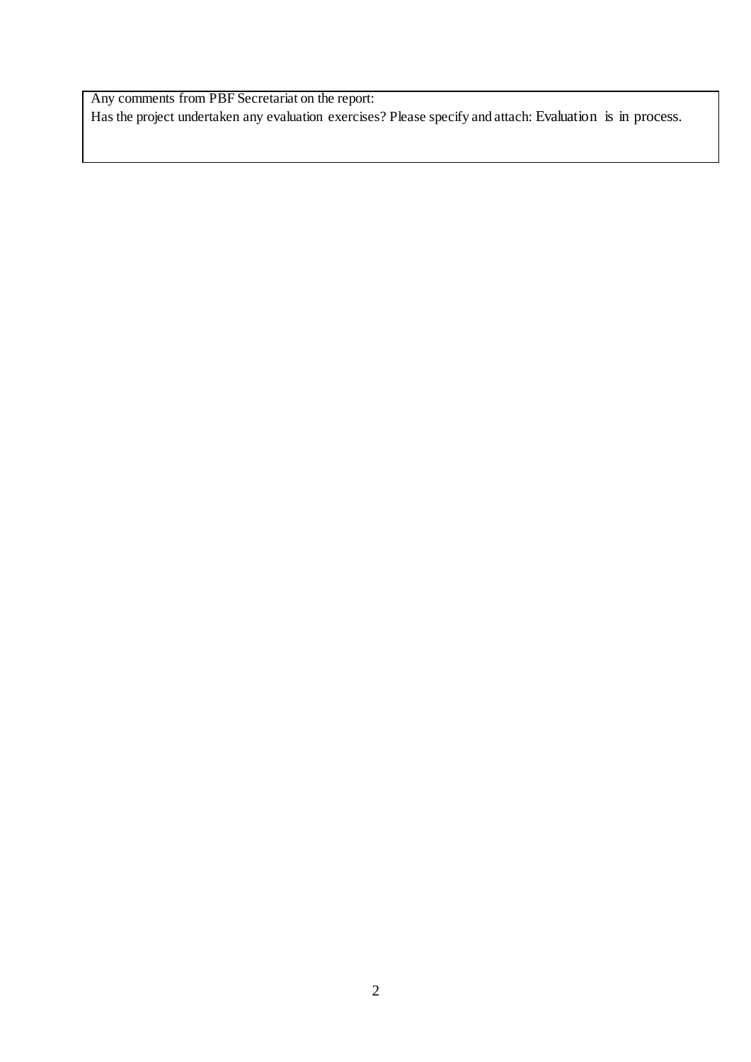Any comments from PBF Secretariat on the report:

Has the project undertaken any evaluation exercises? Please specify and attach: Evaluation is in process.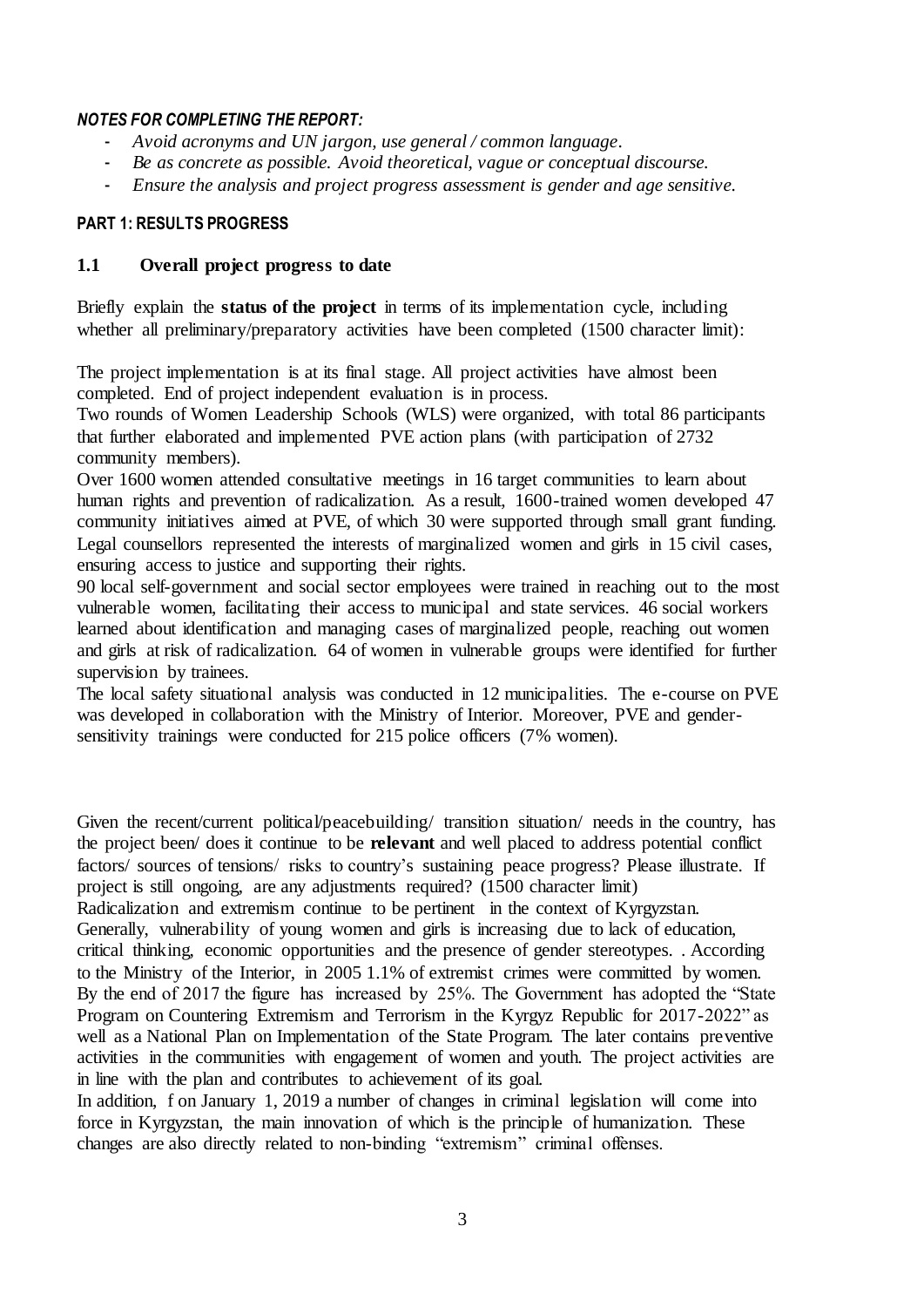***NOTES FOR COMPLETING THE REPORT:***

- *Avoid acronyms and UN jargon, use general / common language.*
- *Be as concrete as possible. Avoid theoretical, vague or conceptual discourse.*
- *Ensure the analysis and project progress assessment is gender and age sensitive.*

**PART 1: RESULTS PROGRESS**

### 1.1 Overall project progress to date

Briefly explain the **status of the project** in terms of its implementation cycle, including whether all preliminary/preparatory activities have been completed (1500 character limit):

The project implementation is at its final stage. All project activities have almost been completed. End of project independent evaluation is in process.

Two rounds of Women Leadership Schools (WLS) were organized, with total 86 participants that further elaborated and implemented PVE action plans (with participation of 2732 community members).

Over 1600 women attended consultative meetings in 16 target communities to learn about human rights and prevention of radicalization. As a result, 1600-trained women developed 47 community initiatives aimed at PVE, of which 30 were supported through small grant funding. Legal counsellors represented the interests of marginalized women and girls in 15 civil cases, ensuring access to justice and supporting their rights.

90 local self-government and social sector employees were trained in reaching out to the most vulnerable women, facilitating their access to municipal and state services. 46 social workers learned about identification and managing cases of marginalized people, reaching out women and girls at risk of radicalization. 64 of women in vulnerable groups were identified for further supervision by trainees.

The local safety situational analysis was conducted in 12 municipalities. The e-course on PVE was developed in collaboration with the Ministry of Interior. Moreover, PVE and gender-sensitivity trainings were conducted for 215 police officers (7% women).

Given the recent/current political/peacebuilding/ transition situation/ needs in the country, has the project been/ does it continue to be **relevant** and well placed to address potential conflict factors/ sources of tensions/ risks to country's sustaining peace progress? Please illustrate. If project is still ongoing, are any adjustments required? (1500 character limit)

Radicalization and extremism continue to be pertinent in the context of Kyrgyzstan. Generally, vulnerability of young women and girls is increasing due to lack of education, critical thinking, economic opportunities and the presence of gender stereotypes. . According to the Ministry of the Interior, in 2005 1.1% of extremist crimes were committed by women. By the end of 2017 the figure has increased by 25%. The Government has adopted the "State Program on Countering Extremism and Terrorism in the Kyrgyz Republic for 2017-2022" as well as a National Plan on Implementation of the State Program. The later contains preventive activities in the communities with engagement of women and youth. The project activities are in line with the plan and contributes to achievement of its goal.

In addition, f on January 1, 2019 a number of changes in criminal legislation will come into force in Kyrgyzstan, the main innovation of which is the principle of humanization. These changes are also directly related to non-binding "extremism" criminal offenses.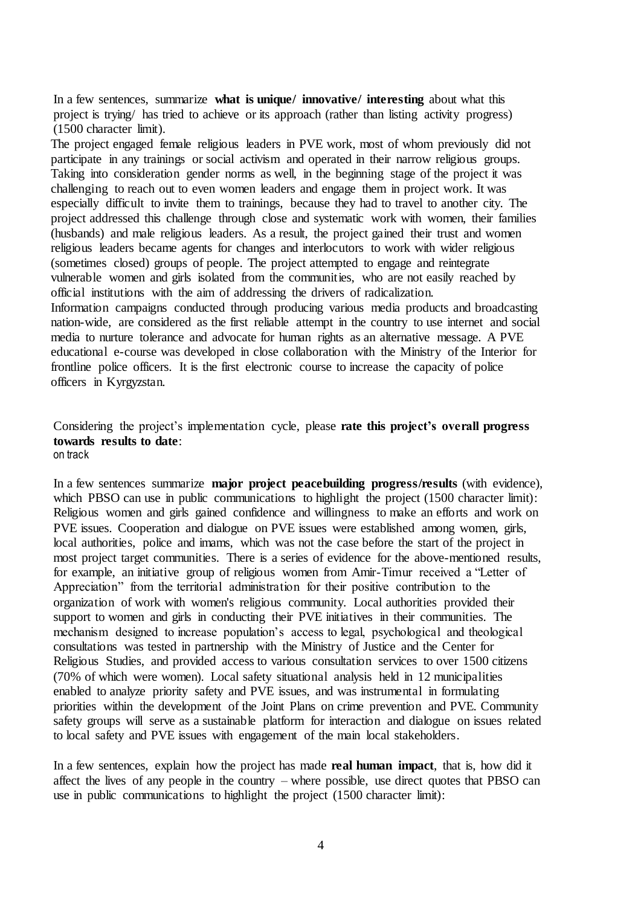In a few sentences, summarize **what is unique/ innovative/ interesting** about what this project is trying/ has tried to achieve or its approach (rather than listing activity progress) (1500 character limit).

The project engaged female religious leaders in PVE work, most of whom previously did not participate in any trainings or social activism and operated in their narrow religious groups. Taking into consideration gender norms as well, in the beginning stage of the project it was challenging to reach out to even women leaders and engage them in project work. It was especially difficult to invite them to trainings, because they had to travel to another city. The project addressed this challenge through close and systematic work with women, their families (husbands) and male religious leaders. As a result, the project gained their trust and women religious leaders became agents for changes and interlocutors to work with wider religious (sometimes closed) groups of people. The project attempted to engage and reintegrate vulnerable women and girls isolated from the communities, who are not easily reached by official institutions with the aim of addressing the drivers of radicalization.
Information campaigns conducted through producing various media products and broadcasting nation-wide, are considered as the first reliable attempt in the country to use internet and social media to nurture tolerance and advocate for human rights as an alternative message. A PVE educational e-course was developed in close collaboration with the Ministry of the Interior for frontline police officers. It is the first electronic course to increase the capacity of police officers in Kyrgyzstan.

Considering the project's implementation cycle, please **rate this project's overall progress towards results to date**:
on track

In a few sentences summarize **major project peacebuilding progress/results** (with evidence), which PBSO can use in public communications to highlight the project (1500 character limit):
Religious women and girls gained confidence and willingness to make an efforts and work on PVE issues. Cooperation and dialogue on PVE issues were established among women, girls, local authorities, police and imams, which was not the case before the start of the project in most project target communities. There is a series of evidence for the above-mentioned results, for example, an initiative group of religious women from Amir-Timur received a "Letter of Appreciation" from the territorial administration for their positive contribution to the organization of work with women's religious community. Local authorities provided their support to women and girls in conducting their PVE initiatives in their communities. The mechanism designed to increase population's access to legal, psychological and theological consultations was tested in partnership with the Ministry of Justice and the Center for Religious Studies, and provided access to various consultation services to over 1500 citizens (70% of which were women). Local safety situational analysis held in 12 municipalities enabled to analyze priority safety and PVE issues, and was instrumental in formulating priorities within the development of the Joint Plans on crime prevention and PVE. Community safety groups will serve as a sustainable platform for interaction and dialogue on issues related to local safety and PVE issues with engagement of the main local stakeholders.

In a few sentences, explain how the project has made **real human impact**, that is, how did it affect the lives of any people in the country – where possible, use direct quotes that PBSO can use in public communications to highlight the project (1500 character limit):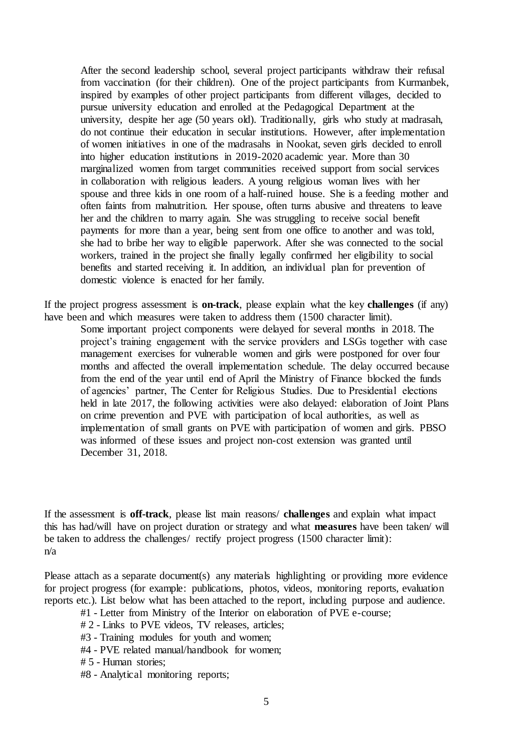After the second leadership school, several project participants withdraw their refusal from vaccination (for their children). One of the project participants from Kurmanbek, inspired by examples of other project participants from different villages, decided to pursue university education and enrolled at the Pedagogical Department at the university, despite her age (50 years old). Traditionally, girls who study at madrasah, do not continue their education in secular institutions. However, after implementation of women initiatives in one of the madrasahs in Nookat, seven girls decided to enroll into higher education institutions in 2019-2020 academic year. More than 30 marginalized women from target communities received support from social services in collaboration with religious leaders. A young religious woman lives with her spouse and three kids in one room of a half-ruined house. She is a feeding mother and often faints from malnutrition. Her spouse, often turns abusive and threatens to leave her and the children to marry again. She was struggling to receive social benefit payments for more than a year, being sent from one office to another and was told, she had to bribe her way to eligible paperwork. After she was connected to the social workers, trained in the project she finally legally confirmed her eligibility to social benefits and started receiving it. In addition, an individual plan for prevention of domestic violence is enacted for her family.

If the project progress assessment is **on-track**, please explain what the key **challenges** (if any) have been and which measures were taken to address them (1500 character limit).

Some important project components were delayed for several months in 2018. The project's training engagement with the service providers and LSGs together with case management exercises for vulnerable women and girls were postponed for over four months and affected the overall implementation schedule. The delay occurred because from the end of the year until end of April the Ministry of Finance blocked the funds of agencies' partner, The Center for Religious Studies. Due to Presidential elections held in late 2017, the following activities were also delayed: elaboration of Joint Plans on crime prevention and PVE with participation of local authorities, as well as implementation of small grants on PVE with participation of women and girls. PBSO was informed of these issues and project non-cost extension was granted until December 31, 2018.

If the assessment is **off-track**, please list main reasons/ **challenges** and explain what impact this has had/will have on project duration or strategy and what **measures** have been taken/ will be taken to address the challenges/ rectify project progress (1500 character limit):
n/a

Please attach as a separate document(s) any materials highlighting or providing more evidence for project progress (for example: publications, photos, videos, monitoring reports, evaluation reports etc.). List below what has been attached to the report, including purpose and audience.

#1 - Letter from Ministry of the Interior on elaboration of PVE e-course;
# 2 - Links to PVE videos, TV releases, articles;
#3 - Training modules for youth and women;
#4 - PVE related manual/handbook for women;
# 5 - Human stories;
#8 - Analytical monitoring reports;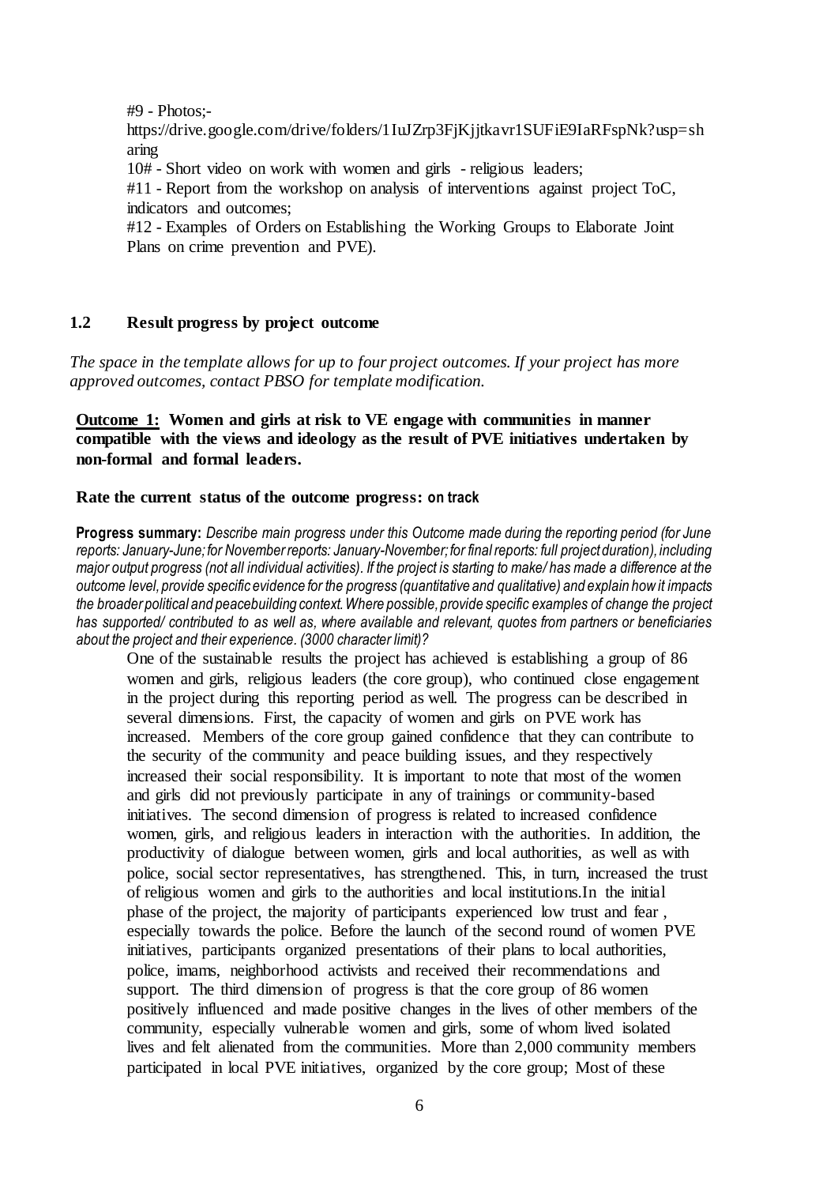#9 - Photos;- https://drive.google.com/drive/folders/1IuJZrp3FjKjjtkavr1SUFiE9IaRFspNk?usp=sharing

10# - Short video on work with women and girls - religious leaders;

#11 - Report from the workshop on analysis of interventions against project ToC, indicators and outcomes;

#12 - Examples of Orders on Establishing the Working Groups to Elaborate Joint Plans on crime prevention and PVE).

### 1.2 Result progress by project outcome

*The space in the template allows for up to four project outcomes. If your project has more approved outcomes, contact PBSO for template modification.*

**<u>Outcome 1:</u> Women and girls at risk to VE engage with communities in manner compatible with the views and ideology as the result of PVE initiatives undertaken by non-formal and formal leaders.**

**Rate the current status of the outcome progress: on track**

**Progress summary:** *Describe main progress under this Outcome made during the reporting period (for June reports: January-June; for November reports: January-November; for final reports: full project duration), including major output progress (not all individual activities). If the project is starting to make/ has made a difference at the outcome level, provide specific evidence for the progress (quantitative and qualitative) and explain how it impacts the broader political and peacebuilding context. Where possible, provide specific examples of change the project has supported/ contributed to as well as, where available and relevant, quotes from partners or beneficiaries about the project and their experience. (3000 character limit)?*

One of the sustainable results the project has achieved is establishing a group of 86 women and girls, religious leaders (the core group), who continued close engagement in the project during this reporting period as well. The progress can be described in several dimensions. First, the capacity of women and girls on PVE work has increased. Members of the core group gained confidence that they can contribute to the security of the community and peace building issues, and they respectively increased their social responsibility. It is important to note that most of the women and girls did not previously participate in any of trainings or community-based initiatives. The second dimension of progress is related to increased confidence women, girls, and religious leaders in interaction with the authorities. In addition, the productivity of dialogue between women, girls and local authorities, as well as with police, social sector representatives, has strengthened. This, in turn, increased the trust of religious women and girls to the authorities and local institutions.In the initial phase of the project, the majority of participants experienced low trust and fear , especially towards the police. Before the launch of the second round of women PVE initiatives, participants organized presentations of their plans to local authorities, police, imams, neighborhood activists and received their recommendations and support. The third dimension of progress is that the core group of 86 women positively influenced and made positive changes in the lives of other members of the community, especially vulnerable women and girls, some of whom lived isolated lives and felt alienated from the communities. More than 2,000 community members participated in local PVE initiatives, organized by the core group; Most of these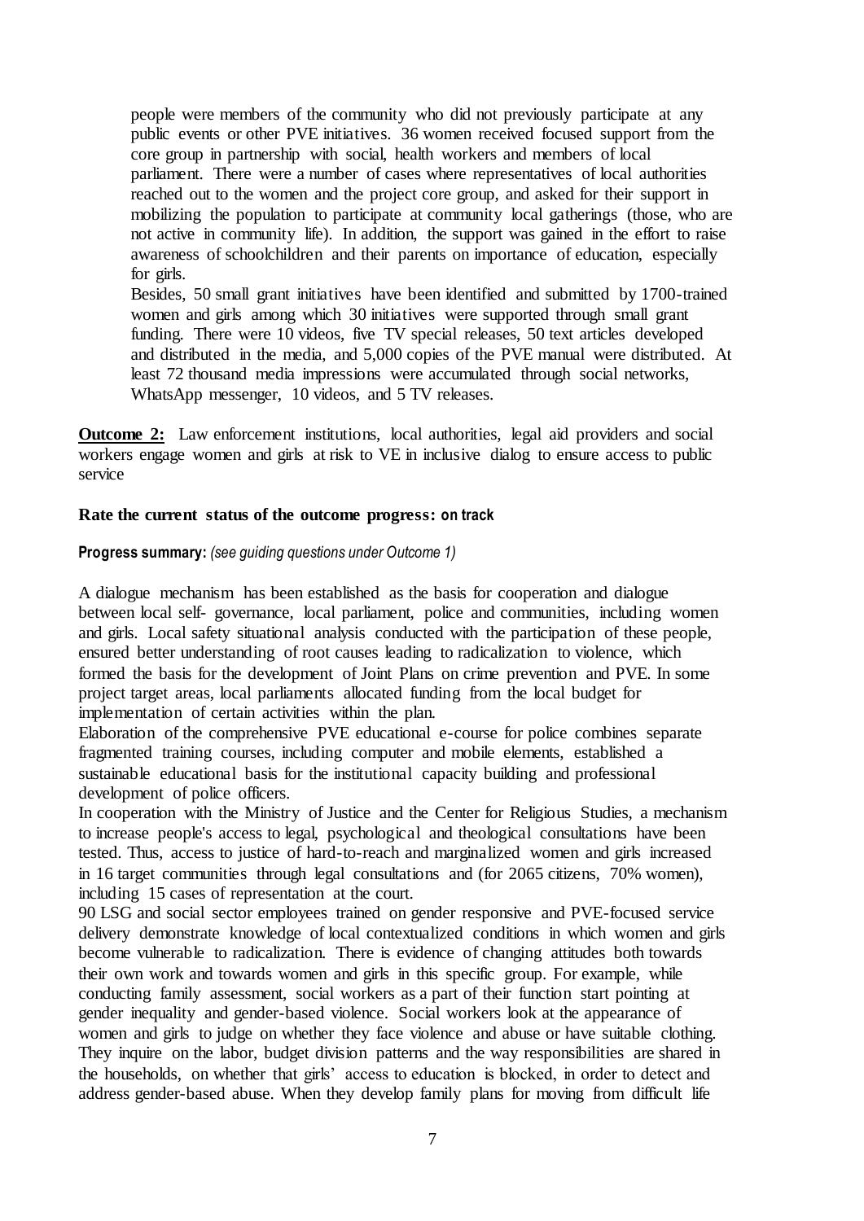people were members of the community who did not previously participate at any public events or other PVE initiatives. 36 women received focused support from the core group in partnership with social, health workers and members of local parliament. There were a number of cases where representatives of local authorities reached out to the women and the project core group, and asked for their support in mobilizing the population to participate at community local gatherings (those, who are not active in community life). In addition, the support was gained in the effort to raise awareness of schoolchildren and their parents on importance of education, especially for girls.

Besides, 50 small grant initiatives have been identified and submitted by 1700-trained women and girls among which 30 initiatives were supported through small grant funding. There were 10 videos, five TV special releases, 50 text articles developed and distributed in the media, and 5,000 copies of the PVE manual were distributed. At least 72 thousand media impressions were accumulated through social networks, WhatsApp messenger, 10 videos, and 5 TV releases.

**Outcome 2:** Law enforcement institutions, local authorities, legal aid providers and social workers engage women and girls at risk to VE in inclusive dialog to ensure access to public service

**Rate the current status of the outcome progress: on track**

**Progress summary:** *(see guiding questions under Outcome 1)*

A dialogue mechanism has been established as the basis for cooperation and dialogue between local self- governance, local parliament, police and communities, including women and girls. Local safety situational analysis conducted with the participation of these people, ensured better understanding of root causes leading to radicalization to violence, which formed the basis for the development of Joint Plans on crime prevention and PVE. In some project target areas, local parliaments allocated funding from the local budget for implementation of certain activities within the plan.

Elaboration of the comprehensive PVE educational e-course for police combines separate fragmented training courses, including computer and mobile elements, established a sustainable educational basis for the institutional capacity building and professional development of police officers.

In cooperation with the Ministry of Justice and the Center for Religious Studies, a mechanism to increase people's access to legal, psychological and theological consultations have been tested. Thus, access to justice of hard-to-reach and marginalized women and girls increased in 16 target communities through legal consultations and (for 2065 citizens, 70% women), including 15 cases of representation at the court.

90 LSG and social sector employees trained on gender responsive and PVE-focused service delivery demonstrate knowledge of local contextualized conditions in which women and girls become vulnerable to radicalization. There is evidence of changing attitudes both towards their own work and towards women and girls in this specific group. For example, while conducting family assessment, social workers as a part of their function start pointing at gender inequality and gender-based violence. Social workers look at the appearance of women and girls to judge on whether they face violence and abuse or have suitable clothing. They inquire on the labor, budget division patterns and the way responsibilities are shared in the households, on whether that girls' access to education is blocked, in order to detect and address gender-based abuse. When they develop family plans for moving from difficult life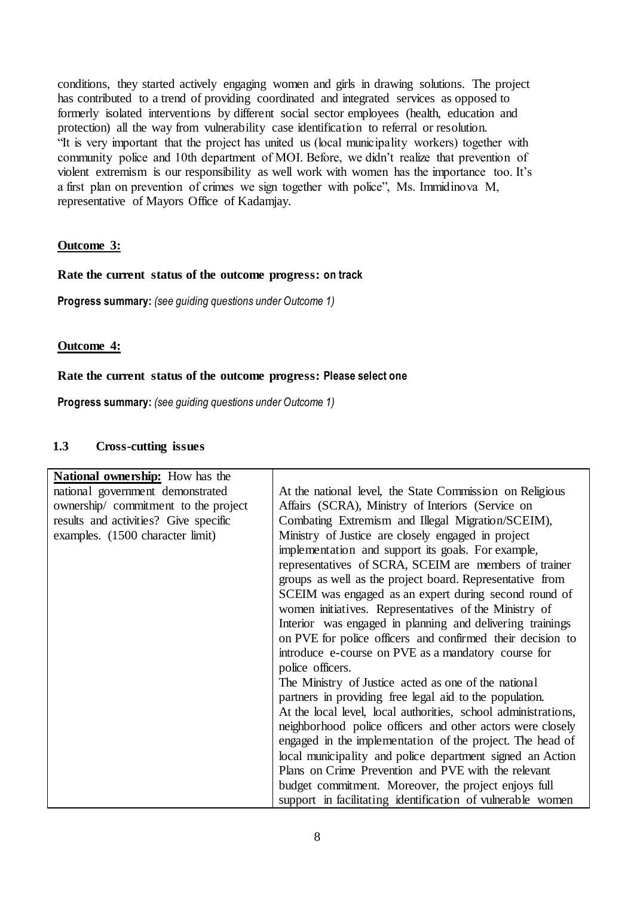conditions, they started actively engaging women and girls in drawing solutions. The project has contributed to a trend of providing coordinated and integrated services as opposed to formerly isolated interventions by different social sector employees (health, education and protection) all the way from vulnerability case identification to referral or resolution.
"It is very important that the project has united us (local municipality workers) together with community police and 10th department of MOI. Before, we didn't realize that prevention of violent extremism is our responsibility as well work with women has the importance too. It's a first plan on prevention of crimes we sign together with police", Ms. Immidinova M, representative of Mayors Office of Kadamjay.

**Outcome 3:**

**Rate the current status of the outcome progress: on track**

**Progress summary:** *(see guiding questions under Outcome 1)*

**Outcome 4:**

**Rate the current status of the outcome progress: Please select one**

**Progress summary:** *(see guiding questions under Outcome 1)*

### 1.3 Cross-cutting issues

| | |
|---|---|
| **National ownership:** How has the national government demonstrated ownership/ commitment to the project results and activities? Give specific examples. (1500 character limit) | At the national level, the State Commission on Religious Affairs (SCRA), Ministry of Interiors (Service on Combating Extremism and Illegal Migration/SCEIM), Ministry of Justice are closely engaged in project implementation and support its goals. For example, representatives of SCRA, SCEIM are members of trainer groups as well as the project board. Representative from SCEIM was engaged as an expert during second round of women initiatives. Representatives of the Ministry of Interior was engaged in planning and delivering trainings on PVE for police officers and confirmed their decision to introduce e-course on PVE as a mandatory course for police officers.<br>The Ministry of Justice acted as one of the national partners in providing free legal aid to the population.<br>At the local level, local authorities, school administrations, neighborhood police officers and other actors were closely engaged in the implementation of the project. The head of local municipality and police department signed an Action Plans on Crime Prevention and PVE with the relevant budget commitment. Moreover, the project enjoys full support in facilitating identification of vulnerable women |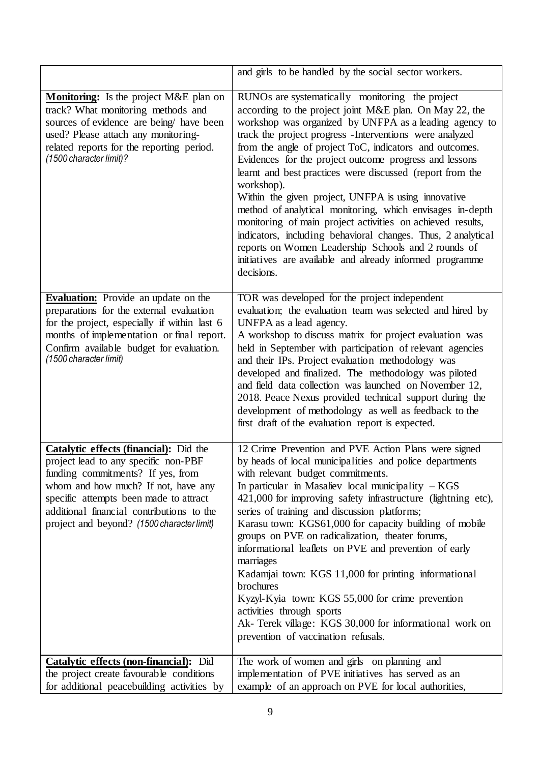| | |
|---|---|
| | and girls to be handled by the social sector workers. |
| **Monitoring:** Is the project M&E plan on track? What monitoring methods and sources of evidence are being/ have been used? Please attach any monitoring-related reports for the reporting period. *(1500 character limit)?* | RUNOs are systematically monitoring the project according to the project joint M&E plan. On May 22, the workshop was organized by UNFPA as a leading agency to track the project progress -Interventions were analyzed from the angle of project ToC, indicators and outcomes. Evidences for the project outcome progress and lessons learnt and best practices were discussed (report from the workshop).<br>Within the given project, UNFPA is using innovative method of analytical monitoring, which envisages in-depth monitoring of main project activities on achieved results, indicators, including behavioral changes. Thus, 2 analytical reports on Women Leadership Schools and 2 rounds of initiatives are available and already informed programme decisions. |
| **Evaluation:** Provide an update on the preparations for the external evaluation for the project, especially if within last 6 months of implementation or final report. Confirm available budget for evaluation. *(1500 character limit)* | TOR was developed for the project independent evaluation; the evaluation team was selected and hired by UNFPA as a lead agency.<br>A workshop to discuss matrix for project evaluation was held in September with participation of relevant agencies and their IPs. Project evaluation methodology was developed and finalized. The methodology was piloted and field data collection was launched on November 12, 2018. Peace Nexus provided technical support during the development of methodology as well as feedback to the first draft of the evaluation report is expected. |
| **Catalytic effects (financial):** Did the project lead to any specific non-PBF funding commitments? If yes, from whom and how much? If not, have any specific attempts been made to attract additional financial contributions to the project and beyond? *(1500 character limit)* | 12 Crime Prevention and PVE Action Plans were signed by heads of local municipalities and police departments with relevant budget commitments.<br>In particular in Masaliev local municipality – KGS 421,000 for improving safety infrastructure (lightning etc), series of training and discussion platforms;<br>Karasu town: KGS61,000 for capacity building of mobile groups on PVE on radicalization, theater forums, informational leaflets on PVE and prevention of early marriages<br>Kadamjai town: KGS 11,000 for printing informational brochures<br>Kyzyl-Kyia town: KGS 55,000 for crime prevention activities through sports<br>Ak- Terek village: KGS 30,000 for informational work on prevention of vaccination refusals. |
| **Catalytic effects (non-financial):** Did the project create favourable conditions for additional peacebuilding activities by | The work of women and girls on planning and implementation of PVE initiatives has served as an example of an approach on PVE for local authorities, |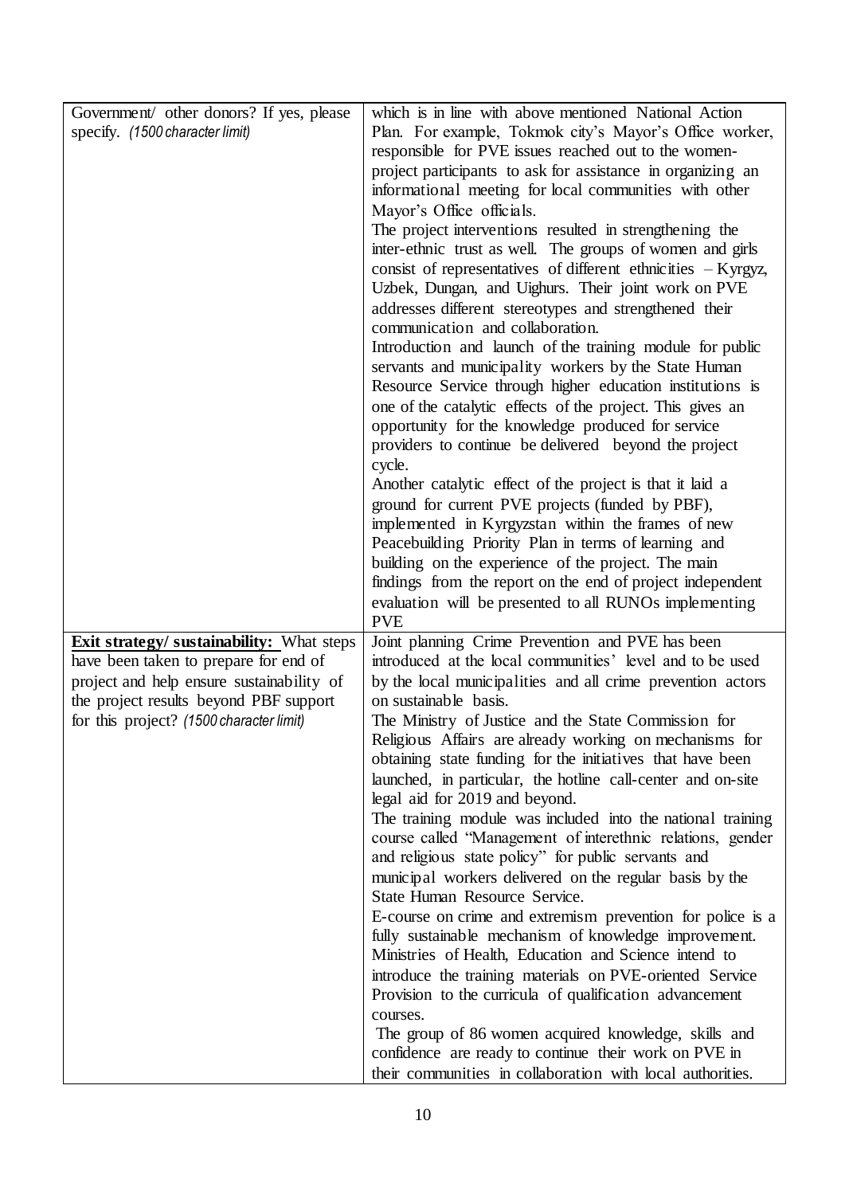| | |
|---|---|
| Government/ other donors? If yes, please specify. *(1500 character limit)* | which is in line with above mentioned National Action Plan. For example, Tokmok city's Mayor's Office worker, responsible for PVE issues reached out to the women-project participants to ask for assistance in organizing an informational meeting for local communities with other Mayor's Office officials.<br>The project interventions resulted in strengthening the inter-ethnic trust as well. The groups of women and girls consist of representatives of different ethnicities – Kyrgyz, Uzbek, Dungan, and Uighurs. Their joint work on PVE addresses different stereotypes and strengthened their communication and collaboration.<br>Introduction and launch of the training module for public servants and municipality workers by the State Human Resource Service through higher education institutions is one of the catalytic effects of the project. This gives an opportunity for the knowledge produced for service providers to continue be delivered beyond the project cycle.<br>Another catalytic effect of the project is that it laid a ground for current PVE projects (funded by PBF), implemented in Kyrgyzstan within the frames of new Peacebuilding Priority Plan in terms of learning and building on the experience of the project. The main findings from the report on the end of project independent evaluation will be presented to all RUNOs implementing PVE |
| **Exit strategy/ sustainability:** What steps have been taken to prepare for end of project and help ensure sustainability of the project results beyond PBF support for this project? *(1500 character limit)* | Joint planning Crime Prevention and PVE has been introduced at the local communities' level and to be used by the local municipalities and all crime prevention actors on sustainable basis.<br>The Ministry of Justice and the State Commission for Religious Affairs are already working on mechanisms for obtaining state funding for the initiatives that have been launched, in particular, the hotline call-center and on-site legal aid for 2019 and beyond.<br>The training module was included into the national training course called "Management of interethnic relations, gender and religious state policy" for public servants and municipal workers delivered on the regular basis by the State Human Resource Service.<br>E-course on crime and extremism prevention for police is a fully sustainable mechanism of knowledge improvement. Ministries of Health, Education and Science intend to introduce the training materials on PVE-oriented Service Provision to the curricula of qualification advancement courses.<br>The group of 86 women acquired knowledge, skills and confidence are ready to continue their work on PVE in their communities in collaboration with local authorities. |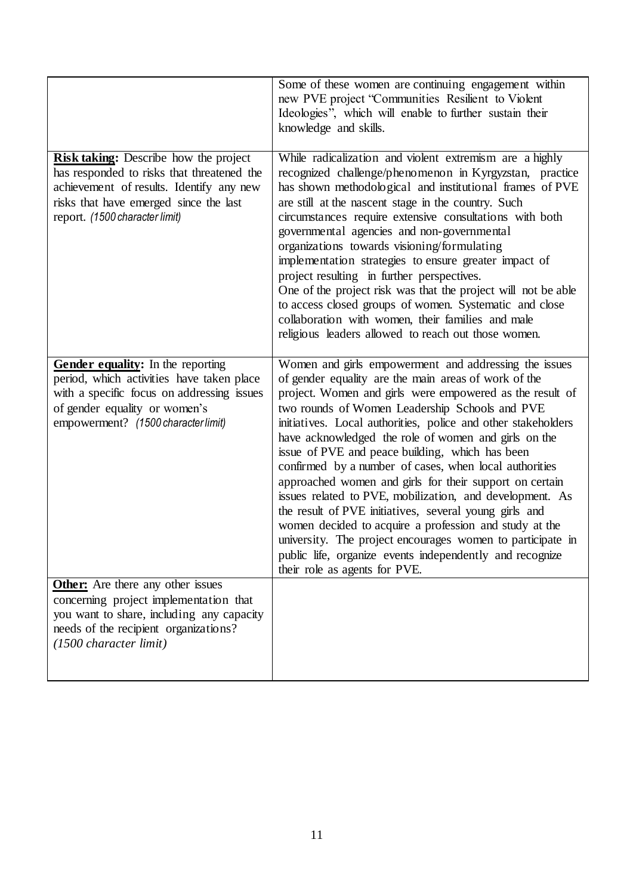| | |
|---|---|
| | Some of these women are continuing engagement within new PVE project "Communities Resilient to Violent Ideologies", which will enable to further sustain their knowledge and skills. |
| **Risk taking:** Describe how the project has responded to risks that threatened the achievement of results. Identify any new risks that have emerged since the last report. *(1500 character limit)* | While radicalization and violent extremism are a highly recognized challenge/phenomenon in Kyrgyzstan, practice has shown methodological and institutional frames of PVE are still at the nascent stage in the country. Such circumstances require extensive consultations with both governmental agencies and non-governmental organizations towards visioning/formulating implementation strategies to ensure greater impact of project resulting in further perspectives.<br>One of the project risk was that the project will not be able to access closed groups of women. Systematic and close collaboration with women, their families and male religious leaders allowed to reach out those women. |
| **Gender equality:** In the reporting period, which activities have taken place with a specific focus on addressing issues of gender equality or women's empowerment? *(1500 character limit)* | Women and girls empowerment and addressing the issues of gender equality are the main areas of work of the project. Women and girls were empowered as the result of two rounds of Women Leadership Schools and PVE initiatives. Local authorities, police and other stakeholders have acknowledged the role of women and girls on the issue of PVE and peace building, which has been confirmed by a number of cases, when local authorities approached women and girls for their support on certain issues related to PVE, mobilization, and development. As the result of PVE initiatives, several young girls and women decided to acquire a profession and study at the university. The project encourages women to participate in public life, organize events independently and recognize their role as agents for PVE. |
| **Other:** Are there any other issues concerning project implementation that you want to share, including any capacity needs of the recipient organizations? *(1500 character limit)* | |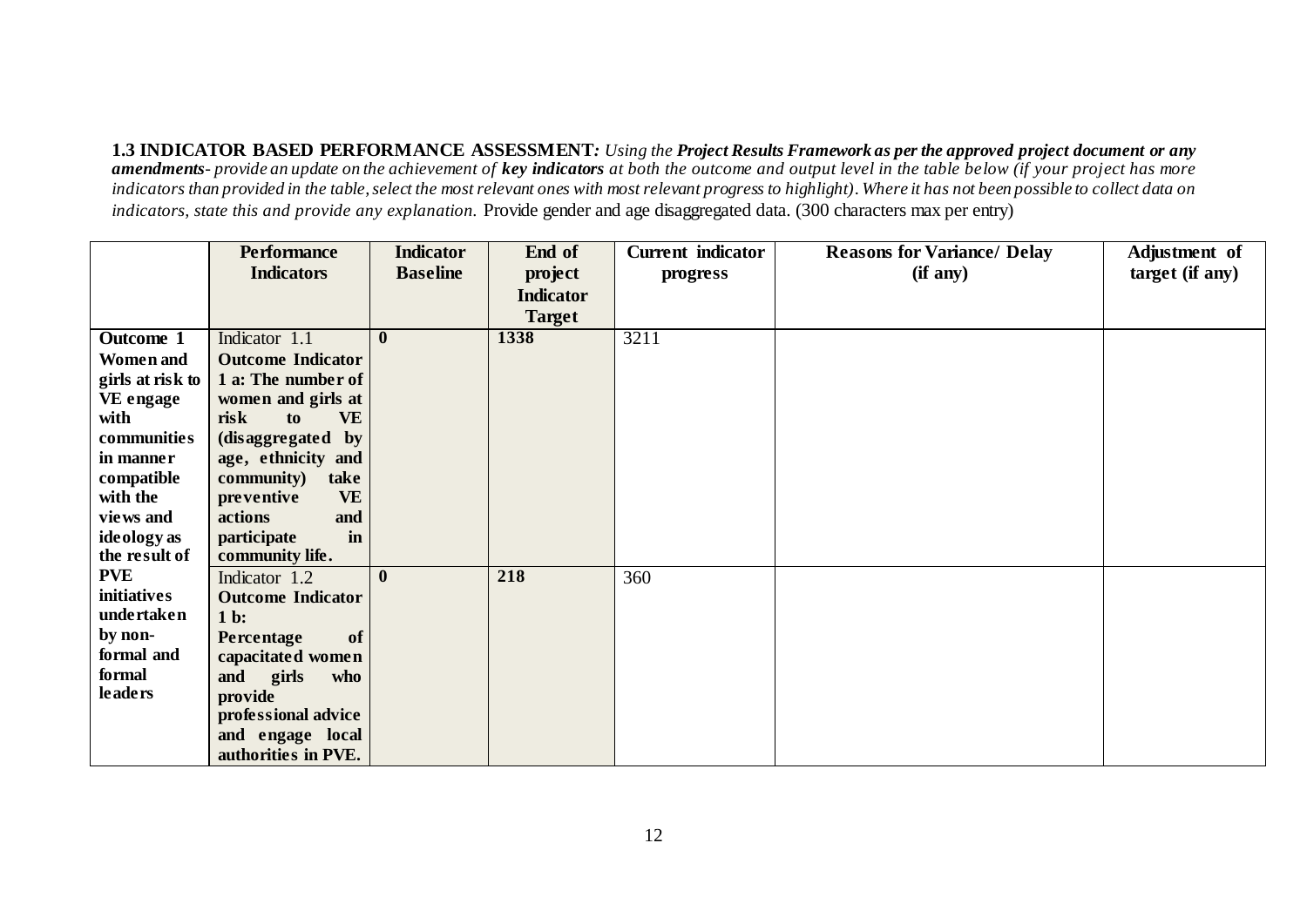**1.3 INDICATOR BASED PERFORMANCE ASSESSMENT***: Using the **Project Results Framework as per the approved project document or any amendments**- provide an update on the achievement of **key indicators** at both the outcome and output level in the table below (if your project has more indicators than provided in the table, select the most relevant ones with most relevant progress to highlight). Where it has not been possible to collect data on indicators, state this and provide any explanation.* Provide gender and age disaggregated data. (300 characters max per entry)

| | Performance Indicators | Indicator Baseline | End of project Indicator Target | Current indicator progress | Reasons for Variance/ Delay (if any) | Adjustment of target (if any) |
|---|---|---|---|---|---|---|
| **Outcome 1 Women and girls at risk to VE engage with communities in manner compatible with the views and ideology as the result of PVE initiatives undertaken by non-formal and formal leaders** | Indicator 1.1 **Outcome Indicator 1 a: The number of women and girls at risk to VE (disaggregated by age, ethnicity and community) take preventive VE actions and participate in community life.** | **0** | **1338** | 3211 | | |
| | Indicator 1.2 **Outcome Indicator 1 b: Percentage of capacitated women and girls who provide professional advice and engage local authorities in PVE.** | **0** | **218** | 360 | | |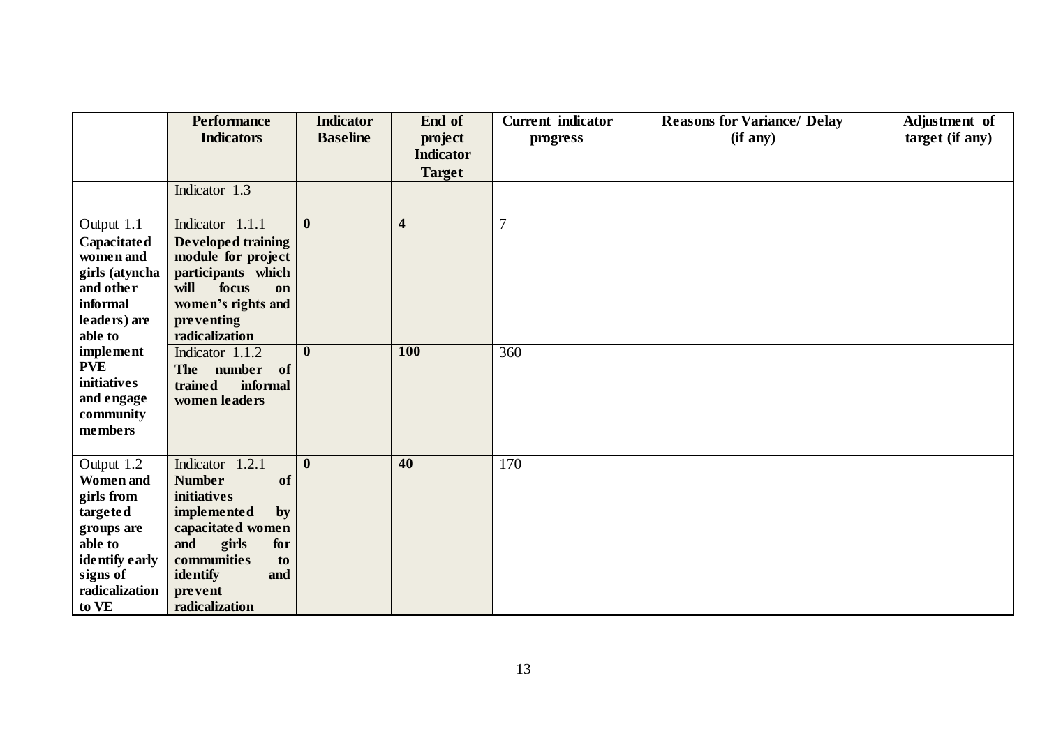| | Performance Indicators | Indicator Baseline | End of project Indicator Target | Current indicator progress | Reasons for Variance/ Delay (if any) | Adjustment of target (if any) |
|---|---|---|---|---|---|---|
| | Indicator 1.3 | | | | | |
| Output 1.1 **Capacitated women and girls (atyncha and other informal leaders) are able to implement PVE initiatives and engage community members** | Indicator 1.1.1 **Developed training module for project participants which will focus on women's rights and preventing radicalization** | **0** | **4** | 7 | | |
| | Indicator 1.1.2 **The number of trained informal women leaders** | **0** | **100** | 360 | | |
| Output 1.2 **Women and girls from targeted groups are able to identify early signs of radicalization to VE** | Indicator 1.2.1 **Number of initiatives implemented by capacitated women and girls for communities to identify and prevent radicalization** | **0** | **40** | 170 | | |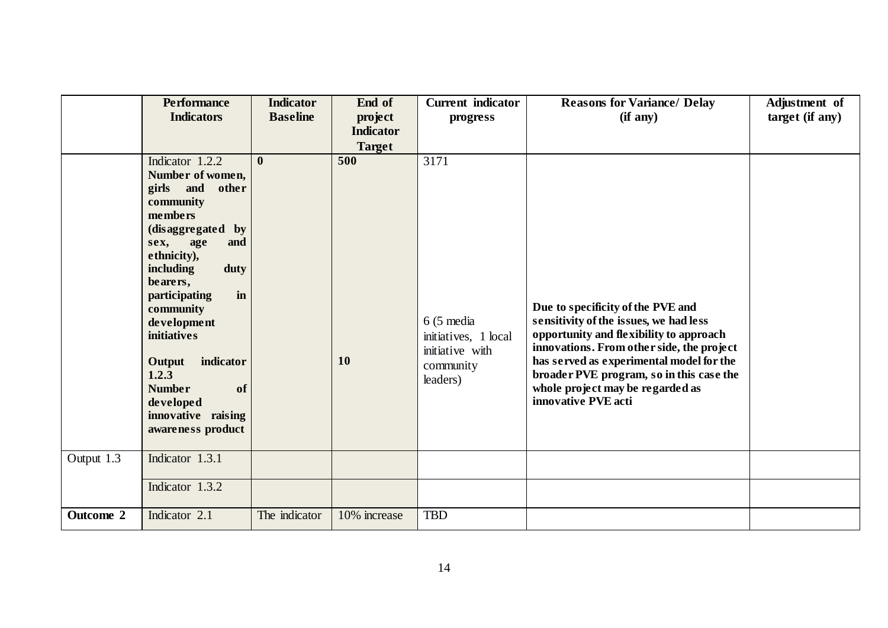| | Performance Indicators | Indicator Baseline | End of project Indicator Target | Current indicator progress | Reasons for Variance/ Delay (if any) | Adjustment of target (if any) |
|---|---|---|---|---|---|---|
| | Indicator 1.2.2 **Number of women, girls and other community members (disaggregated by sex, age and ethnicity), including duty bearers, participating in community development initiatives** | **0** | **500** | 3171 | | |
| | **Output indicator 1.2.3 Number of developed innovative raising awareness product** | | **10** | 6 (5 media initiatives, 1 local initiative with community leaders) | **Due to specificity of the PVE and sensitivity of the issues, we had less opportunity and flexibility to approach innovations. From other side, the project has served as experimental model for the broader PVE program, so in this case the whole project may be regarded as innovative PVE acti** | |
| Output 1.3 | Indicator 1.3.1 | | | | | |
| | Indicator 1.3.2 | | | | | |
| **Outcome 2** | Indicator 2.1 | The indicator | 10% increase | TBD | | |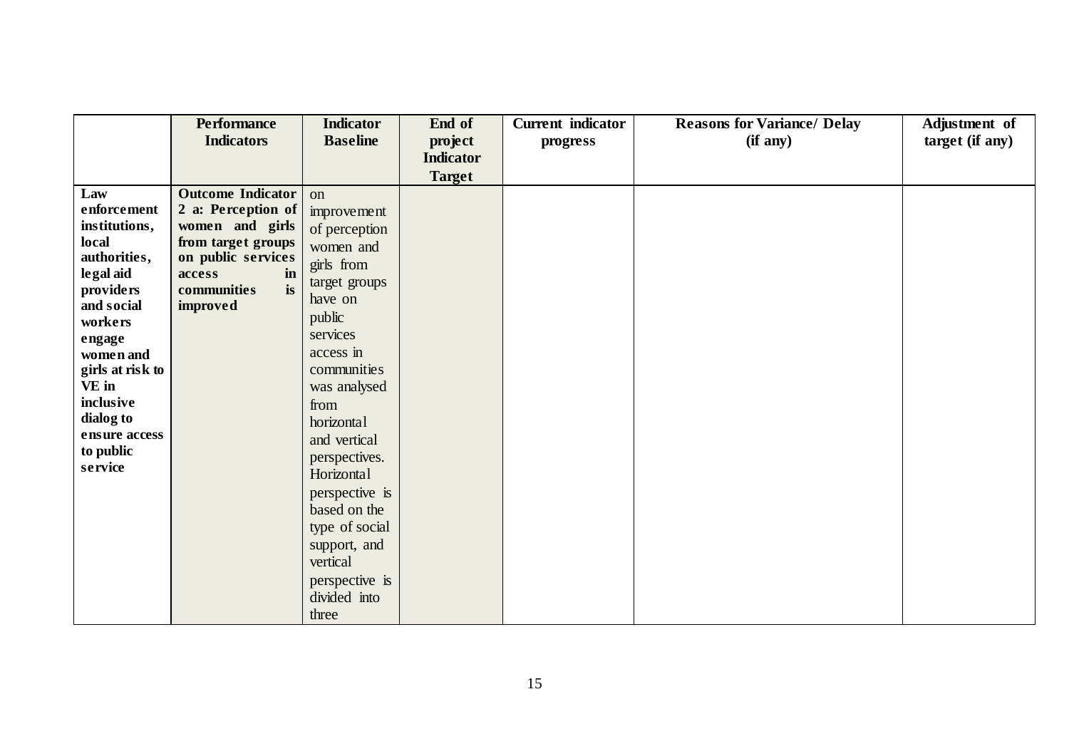| | Performance Indicators | Indicator Baseline | End of project Indicator Target | Current indicator progress | Reasons for Variance/ Delay (if any) | Adjustment of target (if any) |
|---|---|---|---|---|---|---|
| **Law enforcement institutions, local authorities, legal aid providers and social workers engage women and girls at risk to VE in inclusive dialog to ensure access to public service** | **Outcome Indicator 2 a: Perception of women and girls from target groups on public services access in communities is improved** | on improvement of perception women and girls from target groups have on public services access in communities was analysed from horizontal and vertical perspectives. Horizontal perspective is based on the type of social support, and vertical perspective is divided into three | | | | |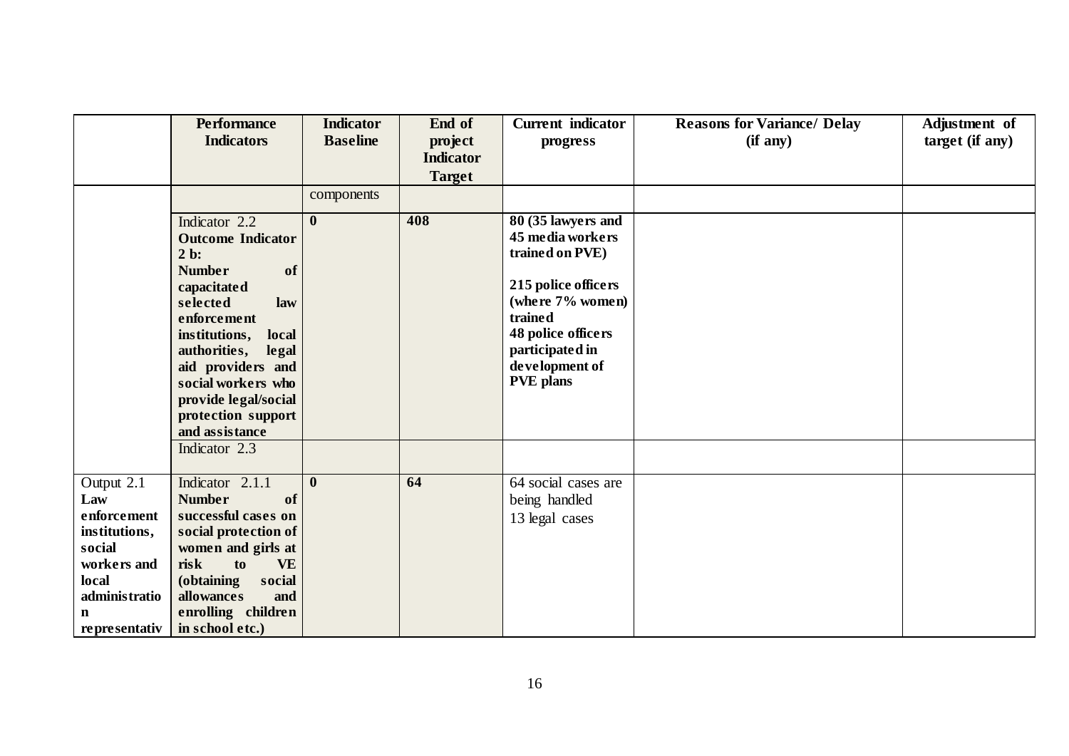| | Performance Indicators | Indicator Baseline | End of project Indicator Target | Current indicator progress | Reasons for Variance/ Delay (if any) | Adjustment of target (if any) |
|---|---|---|---|---|---|---|
| | | components | | | | |
| | Indicator 2.2 **Outcome Indicator 2 b: Number of capacitated selected law enforcement institutions, local authorities, legal aid providers and social workers who provide legal/social protection support and assistance** | **0** | **408** | **80 (35 lawyers and 45 media workers trained on PVE)**<br><br>**215 police officers (where 7% women) trained**<br>**48 police officers participated in development of PVE plans** | | |
| | Indicator 2.3 | | | | | |
| Output 2.1 **Law enforcement institutions, social workers and local administration representativ** | Indicator 2.1.1 **Number of successful cases on social protection of women and girls at risk to VE (obtaining social allowances and enrolling children in school etc.)** | **0** | **64** | 64 social cases are being handled<br>13 legal cases | | |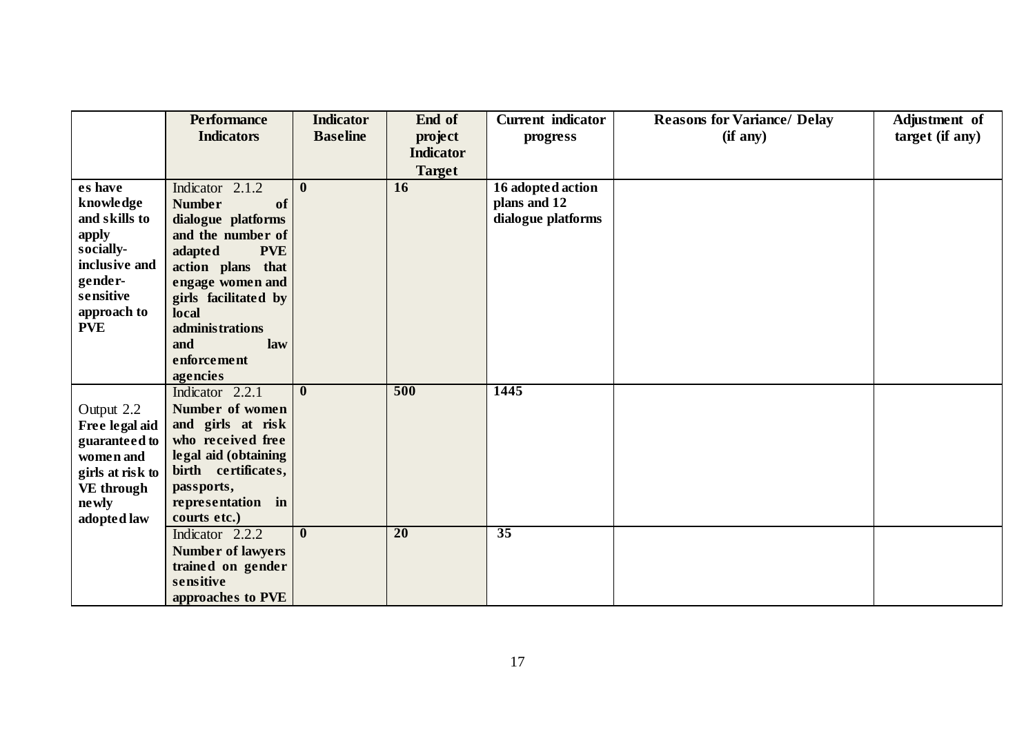| | Performance Indicators | Indicator Baseline | End of project Indicator Target | Current indicator progress | Reasons for Variance/ Delay (if any) | Adjustment of target (if any) |
|---|---|---|---|---|---|---|
| **es have knowledge and skills to apply socially-inclusive and gender-sensitive approach to PVE** | Indicator 2.1.2 **Number of dialogue platforms and the number of adapted PVE action plans that engage women and girls facilitated by local administrations and law enforcement agencies** | **0** | **16** | **16 adopted action plans and 12 dialogue platforms** | | |
| Output 2.2 **Free legal aid guaranteed to women and girls at risk to VE through newly adopted law** | Indicator 2.2.1 **Number of women and girls at risk who received free legal aid (obtaining birth certificates, passports, representation in courts etc.)** | **0** | **500** | **1445** | | |
| | Indicator 2.2.2 **Number of lawyers trained on gender sensitive approaches to PVE** | **0** | **20** | **35** | | |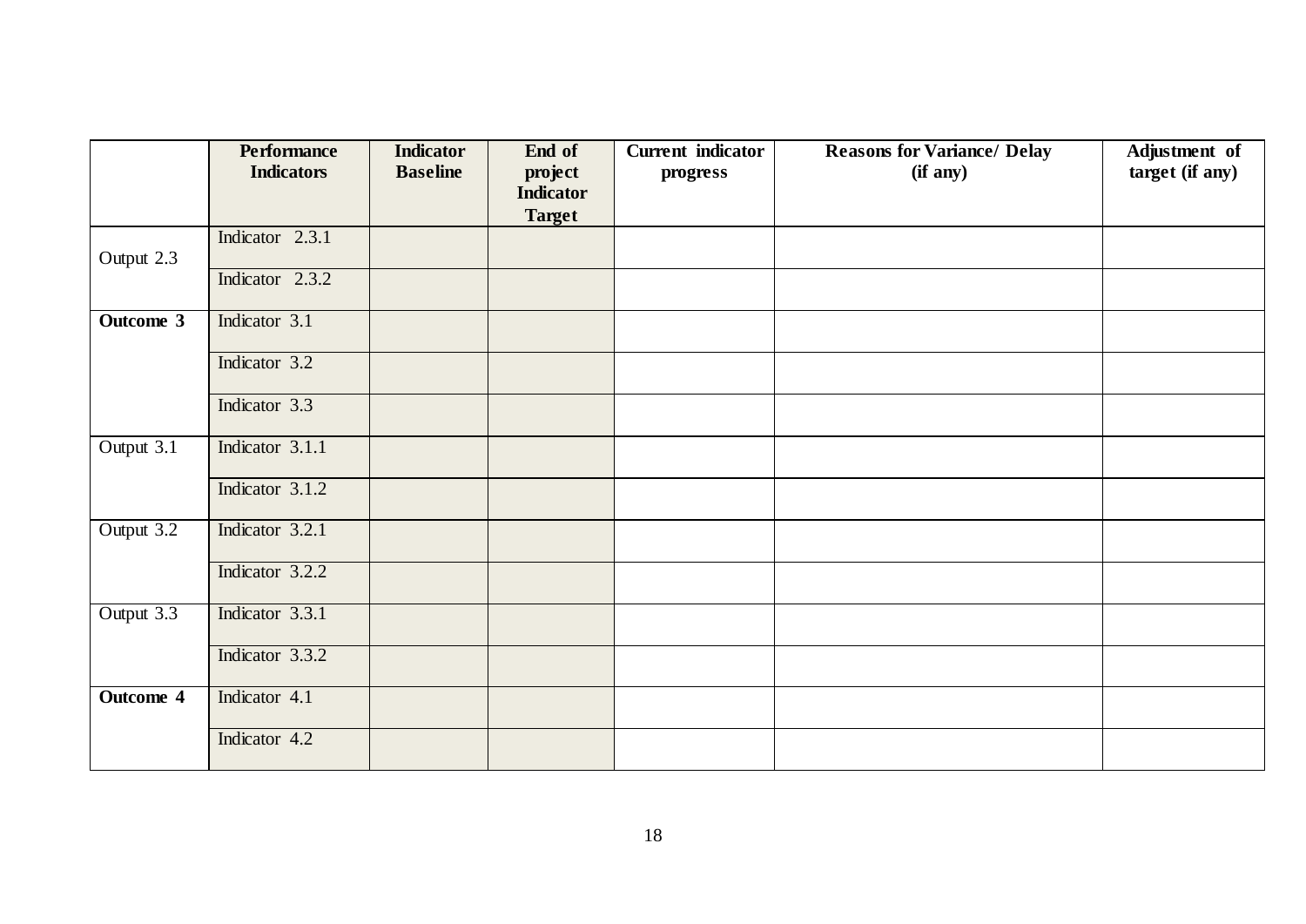| | Performance Indicators | Indicator Baseline | End of project Indicator Target | Current indicator progress | Reasons for Variance/ Delay (if any) | Adjustment of target (if any) |
|---|---|---|---|---|---|---|
| Output 2.3 | Indicator 2.3.1 | | | | | |
| | Indicator 2.3.2 | | | | | |
| **Outcome 3** | Indicator 3.1 | | | | | |
| | Indicator 3.2 | | | | | |
| | Indicator 3.3 | | | | | |
| Output 3.1 | Indicator 3.1.1 | | | | | |
| | Indicator 3.1.2 | | | | | |
| Output 3.2 | Indicator 3.2.1 | | | | | |
| | Indicator 3.2.2 | | | | | |
| Output 3.3 | Indicator 3.3.1 | | | | | |
| | Indicator 3.3.2 | | | | | |
| **Outcome 4** | Indicator 4.1 | | | | | |
| | Indicator 4.2 | | | | | |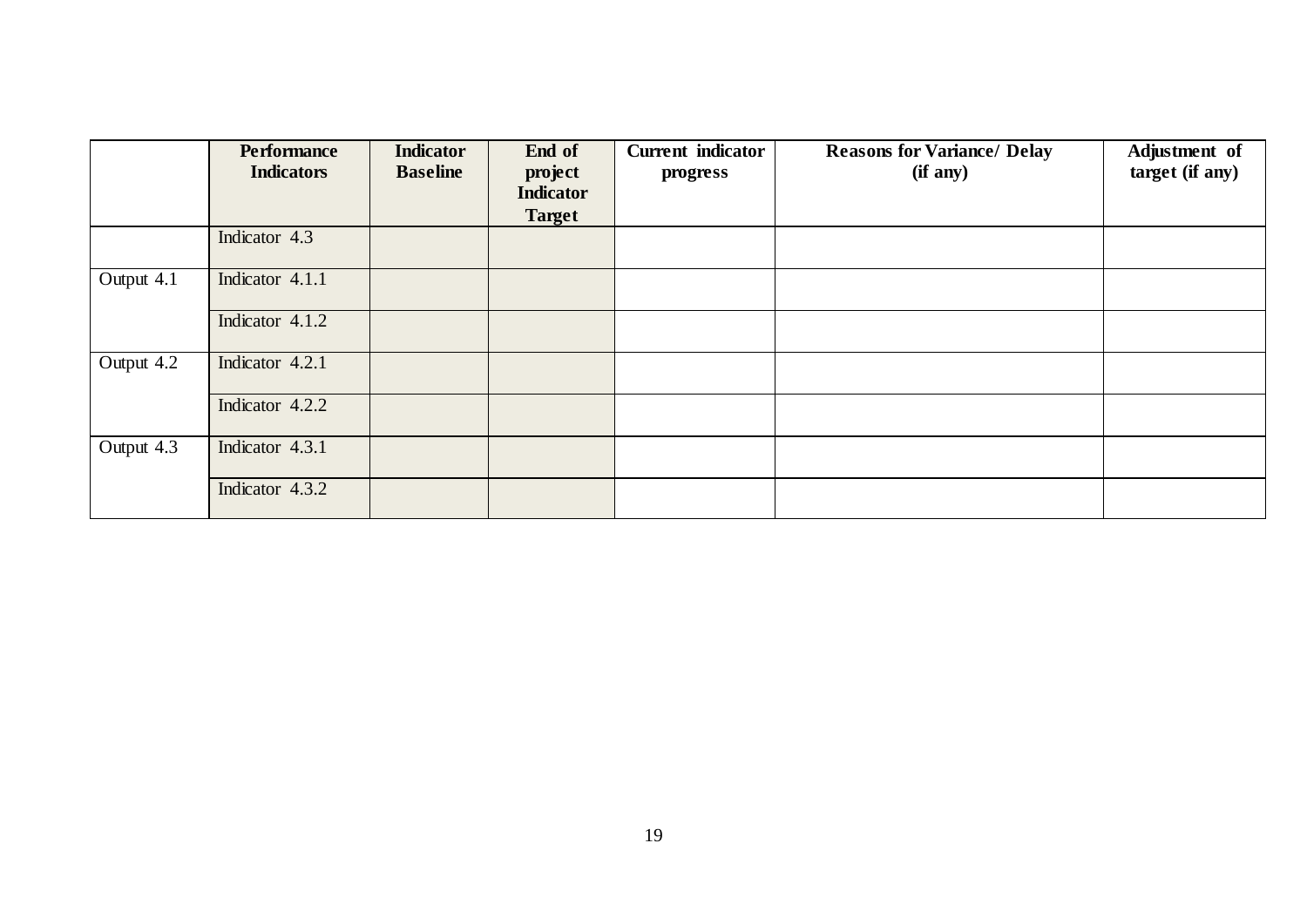| | Performance Indicators | Indicator Baseline | End of project Indicator Target | Current indicator progress | Reasons for Variance/ Delay (if any) | Adjustment of target (if any) |
|---|---|---|---|---|---|---|
| | Indicator 4.3 | | | | | |
| Output 4.1 | Indicator 4.1.1 | | | | | |
| | Indicator 4.1.2 | | | | | |
| Output 4.2 | Indicator 4.2.1 | | | | | |
| | Indicator 4.2.2 | | | | | |
| Output 4.3 | Indicator 4.3.1 | | | | | |
| | Indicator 4.3.2 | | | | | |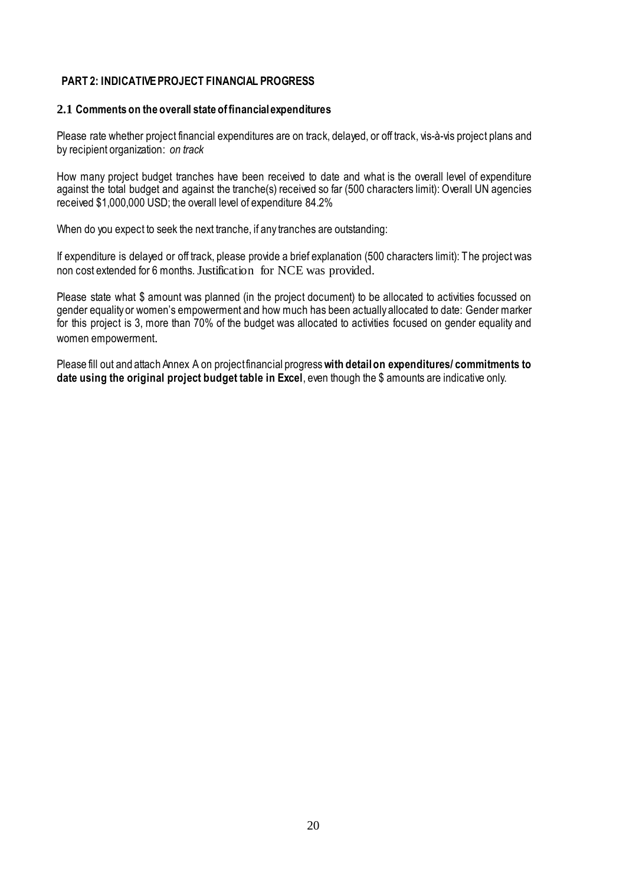## PART 2: INDICATIVE PROJECT FINANCIAL PROGRESS

### 2.1 Comments on the overall state of financial expenditures

Please rate whether project financial expenditures are on track, delayed, or off track, vis-à-vis project plans and by recipient organization: *on track*

How many project budget tranches have been received to date and what is the overall level of expenditure against the total budget and against the tranche(s) received so far (500 characters limit): Overall UN agencies received $1,000,000 USD; the overall level of expenditure 84.2%

When do you expect to seek the next tranche, if any tranches are outstanding:

If expenditure is delayed or off track, please provide a brief explanation (500 characters limit): The project was non cost extended for 6 months. Justification for NCE was provided.

Please state what $ amount was planned (in the project document) to be allocated to activities focussed on gender equality or women's empowerment and how much has been actually allocated to date: Gender marker for this project is 3, more than 70% of the budget was allocated to activities focused on gender equality and women empowerment.

Please fill out and attach Annex A on project financial progress **with detail on expenditures/ commitments to date using the original project budget table in Excel**, even though the $ amounts are indicative only.